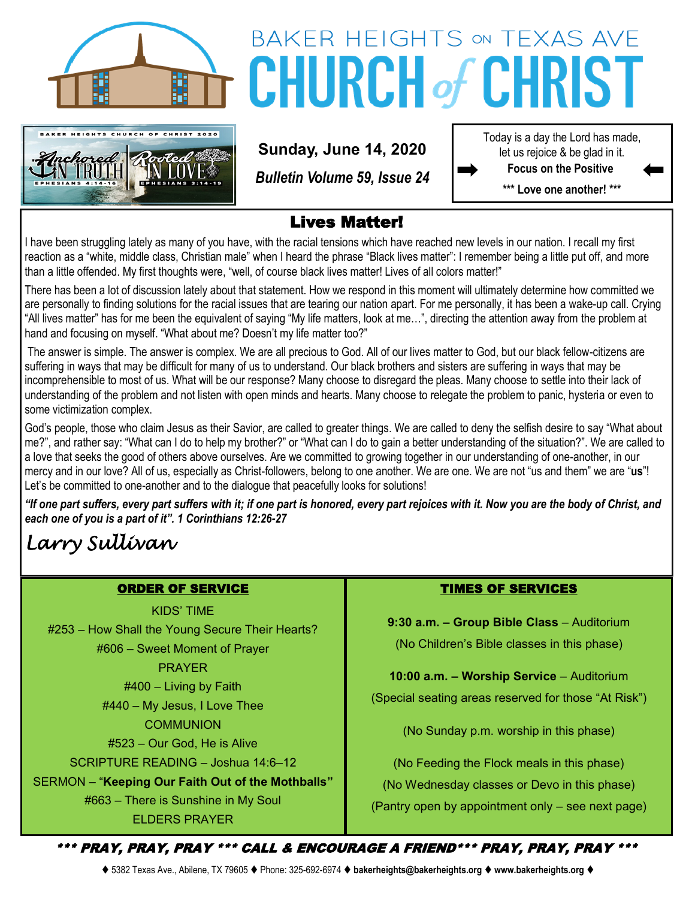# BAKER HEIGHTS ON TEXAS AVE CHURCH of CHRIST

BAKER HEIGHTS CHURCH OF CHRIST 2020
Anchored IN TRUTH EPHESIANS 4:14-16
Rooted IN LOVE EPHESIANS 3:14-19

**Sunday, June 14, 2020**

***Bulletin Volume 59, Issue 24***

Today is a day the Lord has made, let us rejoice & be glad in it.
➡ **Focus on the Positive** ⬅
**\*\*\* Love one another! \*\*\***

## Lives Matter!

I have been struggling lately as many of you have, with the racial tensions which have reached new levels in our nation. I recall my first reaction as a "white, middle class, Christian male" when I heard the phrase "Black lives matter": I remember being a little put off, and more than a little offended. My first thoughts were, "well, of course black lives matter! Lives of all colors matter!"

There has been a lot of discussion lately about that statement. How we respond in this moment will ultimately determine how committed we are personally to finding solutions for the racial issues that are tearing our nation apart. For me personally, it has been a wake-up call. Crying "All lives matter" has for me been the equivalent of saying "My life matters, look at me…", directing the attention away from the problem at hand and focusing on myself. "What about me? Doesn't my life matter too?"

The answer is simple. The answer is complex. We are all precious to God. All of our lives matter to God, but our black fellow-citizens are suffering in ways that may be difficult for many of us to understand. Our black brothers and sisters are suffering in ways that may be incomprehensible to most of us. What will be our response? Many choose to disregard the pleas. Many choose to settle into their lack of understanding of the problem and not listen with open minds and hearts. Many choose to relegate the problem to panic, hysteria or even to some victimization complex.

God's people, those who claim Jesus as their Savior, are called to greater things. We are called to deny the selfish desire to say "What about me?", and rather say: "What can I do to help my brother?" or "What can I do to gain a better understanding of the situation?". We are called to a love that seeks the good of others above ourselves. Are we committed to growing together in our understanding of one-another, in our mercy and in our love? All of us, especially as Christ-followers, belong to one another. We are one. We are not "us and them" we are "**us**"! Let's be committed to one-another and to the dialogue that peacefully looks for solutions!

***"If one part suffers, every part suffers with it; if one part is honored, every part rejoices with it. Now you are the body of Christ, and each one of you is a part of it". 1 Corinthians 12:26-27***

*Larry Sullivan*

### ORDER OF SERVICE

KIDS' TIME
#253 – How Shall the Young Secure Their Hearts?
#606 – Sweet Moment of Prayer
PRAYER
#400 – Living by Faith
#440 – My Jesus, I Love Thee
COMMUNION
#523 – Our God, He is Alive
SCRIPTURE READING – Joshua 14:6–12
SERMON – "**Keeping Our Faith Out of the Mothballs**"
#663 – There is Sunshine in My Soul
ELDERS PRAYER

### TIMES OF SERVICES

**9:30 a.m. – Group Bible Class** – Auditorium
(No Children's Bible classes in this phase)

**10:00 a.m. – Worship Service** – Auditorium
(Special seating areas reserved for those "At Risk")

(No Sunday p.m. worship in this phase)

(No Feeding the Flock meals in this phase)
(No Wednesday classes or Devo in this phase)
(Pantry open by appointment only – see next page)

***\*\*\* PRAY, PRAY, PRAY \*\*\* CALL & ENCOURAGE A FRIEND\*\*\* PRAY, PRAY, PRAY \*\*\****

♦ 5382 Texas Ave., Abilene, TX 79605 ♦ Phone: 325-692-6974 ♦ **bakerheights@bakerheights.org** ♦ **www.bakerheights.org** ♦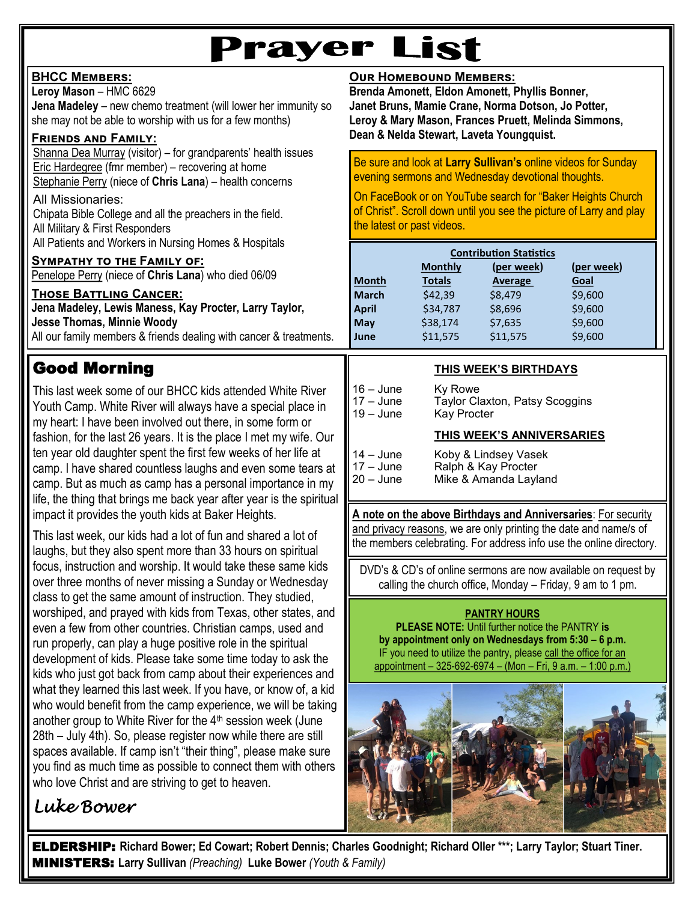# Prayer List

**BHCC Members:**

**Leroy Mason** – HMC 6629

**Jena Madeley** – new chemo treatment (will lower her immunity so she may not be able to worship with us for a few months)

**Friends and Family:**

Shanna Dea Murray (visitor) – for grandparents' health issues

Eric Hardegree (fmr member) – recovering at home

Stephanie Perry (niece of **Chris Lana**) – health concerns

All Missionaries:

Chipata Bible College and all the preachers in the field.

All Military & First Responders

All Patients and Workers in Nursing Homes & Hospitals

**Sympathy to the Family of:**

Penelope Perry (niece of **Chris Lana**) who died 06/09

**Those Battling Cancer:**

**Jena Madeley, Lewis Maness, Kay Procter, Larry Taylor, Jesse Thomas, Minnie Woody**

All our family members & friends dealing with cancer & treatments.

**Our Homebound Members:**

**Brenda Amonett, Eldon Amonett, Phyllis Bonner, Janet Bruns, Mamie Crane, Norma Dotson, Jo Potter, Leroy & Mary Mason, Frances Pruett, Melinda Simmons, Dean & Nelda Stewart, Laveta Youngquist.**

Be sure and look at **Larry Sullivan's** online videos for Sunday evening sermons and Wednesday devotional thoughts.

On FaceBook or on YouTube search for "Baker Heights Church of Christ". Scroll down until you see the picture of Larry and play the latest or past videos.

**Contribution Statistics**

| Month | Monthly Totals | (per week) Average | (per week) Goal |
|---|---|---|---|
| March | $42,39 | $8,479 | $9,600 |
| April | $34,787 | $8,696 | $9,600 |
| May | $38,174 | $7,635 | $9,600 |
| June | $11,575 | $11,575 | $9,600 |

## Good Morning

This last week some of our BHCC kids attended White River Youth Camp. White River will always have a special place in my heart: I have been involved out there, in some form or fashion, for the last 26 years. It is the place I met my wife. Our ten year old daughter spent the first few weeks of her life at camp. I have shared countless laughs and even some tears at camp. But as much as camp has a personal importance in my life, the thing that brings me back year after year is the spiritual impact it provides the youth kids at Baker Heights.

This last week, our kids had a lot of fun and shared a lot of laughs, but they also spent more than 33 hours on spiritual focus, instruction and worship. It would take these same kids over three months of never missing a Sunday or Wednesday class to get the same amount of instruction. They studied, worshiped, and prayed with kids from Texas, other states, and even a few from other countries. Christian camps, used and run properly, can play a huge positive role in the spiritual development of kids. Please take some time today to ask the kids who just got back from camp about their experiences and what they learned this last week. If you have, or know of, a kid who would benefit from the camp experience, we will be taking another group to White River for the 4th session week (June 28th – July 4th). So, please register now while there are still spaces available. If camp isn't "their thing", please make sure you find as much time as possible to connect them with others who love Christ and are striving to get to heaven.

*Luke Bower*

**THIS WEEK'S BIRTHDAYS**

16 – June Ky Rowe

17 – June Taylor Claxton, Patsy Scoggins

19 – June Kay Procter

**THIS WEEK'S ANNIVERSARIES**

14 – June Koby & Lindsey Vasek

17 – June Ralph & Kay Procter

20 – June Mike & Amanda Layland

**A note on the above Birthdays and Anniversaries**: For security and privacy reasons, we are only printing the date and name/s of the members celebrating. For address info use the online directory.

DVD's & CD's of online sermons are now available on request by calling the church office, Monday – Friday, 9 am to 1 pm.

**PANTRY HOURS**

**PLEASE NOTE:** Until further notice the PANTRY **is by appointment only on Wednesdays from 5:30 – 6 p.m.** IF you need to utilize the pantry, please call the office for an appointment – 325-692-6974 – (Mon – Fri, 9 a.m. – 1:00 p.m.)

**ELDERSHIP:** Richard Bower; Ed Cowart; Robert Dennis; Charles Goodnight; Richard Oller ***; Larry Taylor; Stuart Tiner.

**MINISTERS:** Larry Sullivan *(Preaching)* Luke Bower *(Youth & Family)*